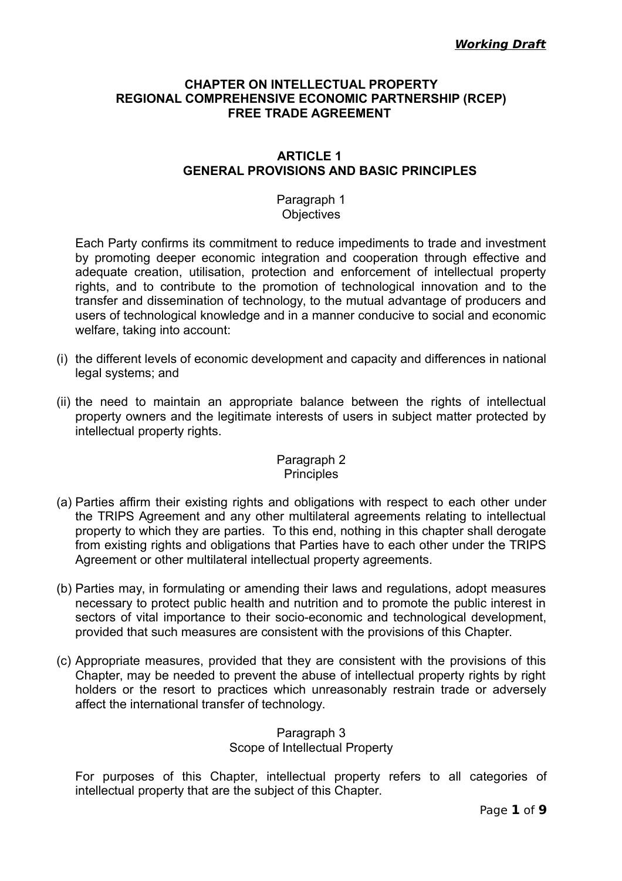***Working Draft***

**CHAPTER ON INTELLECTUAL PROPERTY**
**REGIONAL COMPREHENSIVE ECONOMIC PARTNERSHIP (RCEP)**
**FREE TRADE AGREEMENT**

## ARTICLE 1
## GENERAL PROVISIONS AND BASIC PRINCIPLES

### Paragraph 1
### Objectives

Each Party confirms its commitment to reduce impediments to trade and investment by promoting deeper economic integration and cooperation through effective and adequate creation, utilisation, protection and enforcement of intellectual property rights, and to contribute to the promotion of technological innovation and to the transfer and dissemination of technology, to the mutual advantage of producers and users of technological knowledge and in a manner conducive to social and economic welfare, taking into account:

(i) the different levels of economic development and capacity and differences in national legal systems; and

(ii) the need to maintain an appropriate balance between the rights of intellectual property owners and the legitimate interests of users in subject matter protected by intellectual property rights.

### Paragraph 2
### Principles

(a) Parties affirm their existing rights and obligations with respect to each other under the TRIPS Agreement and any other multilateral agreements relating to intellectual property to which they are parties. To this end, nothing in this chapter shall derogate from existing rights and obligations that Parties have to each other under the TRIPS Agreement or other multilateral intellectual property agreements.

(b) Parties may, in formulating or amending their laws and regulations, adopt measures necessary to protect public health and nutrition and to promote the public interest in sectors of vital importance to their socio-economic and technological development, provided that such measures are consistent with the provisions of this Chapter.

(c) Appropriate measures, provided that they are consistent with the provisions of this Chapter, may be needed to prevent the abuse of intellectual property rights by right holders or the resort to practices which unreasonably restrain trade or adversely affect the international transfer of technology.

### Paragraph 3
### Scope of Intellectual Property

For purposes of this Chapter, intellectual property refers to all categories of intellectual property that are the subject of this Chapter.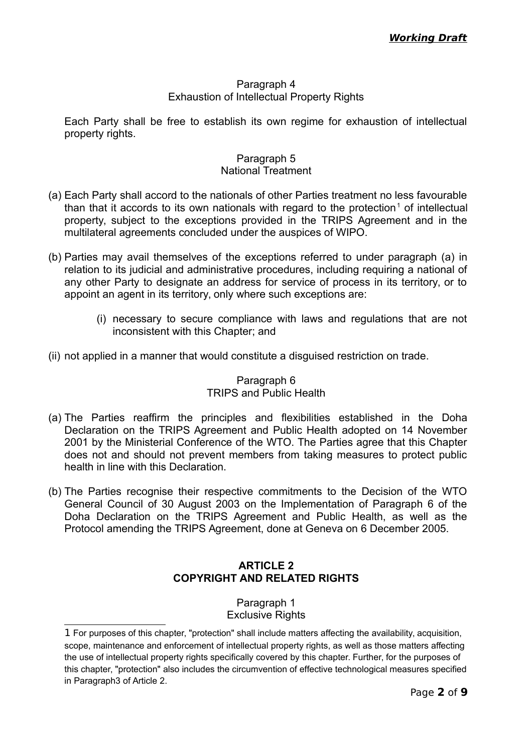*Working Draft*

Paragraph 4
Exhaustion of Intellectual Property Rights

Each Party shall be free to establish its own regime for exhaustion of intellectual property rights.

Paragraph 5
National Treatment

(a) Each Party shall accord to the nationals of other Parties treatment no less favourable than that it accords to its own nationals with regard to the protection[1] of intellectual property, subject to the exceptions provided in the TRIPS Agreement and in the multilateral agreements concluded under the auspices of WIPO.

(b) Parties may avail themselves of the exceptions referred to under paragraph (a) in relation to its judicial and administrative procedures, including requiring a national of any other Party to designate an address for service of process in its territory, or to appoint an agent in its territory, only where such exceptions are:

(i) necessary to secure compliance with laws and regulations that are not inconsistent with this Chapter; and

(ii) not applied in a manner that would constitute a disguised restriction on trade.

Paragraph 6
TRIPS and Public Health

(a) The Parties reaffirm the principles and flexibilities established in the Doha Declaration on the TRIPS Agreement and Public Health adopted on 14 November 2001 by the Ministerial Conference of the WTO. The Parties agree that this Chapter does not and should not prevent members from taking measures to protect public health in line with this Declaration.

(b) The Parties recognise their respective commitments to the Decision of the WTO General Council of 30 August 2003 on the Implementation of Paragraph 6 of the Doha Declaration on the TRIPS Agreement and Public Health, as well as the Protocol amending the TRIPS Agreement, done at Geneva on 6 December 2005.

## ARTICLE 2
## COPYRIGHT AND RELATED RIGHTS

Paragraph 1
Exclusive Rights

[1] For purposes of this chapter, "protection" shall include matters affecting the availability, acquisition, scope, maintenance and enforcement of intellectual property rights, as well as those matters affecting the use of intellectual property rights specifically covered by this chapter. Further, for the purposes of this chapter, "protection" also includes the circumvention of effective technological measures specified in Paragraph3 of Article 2.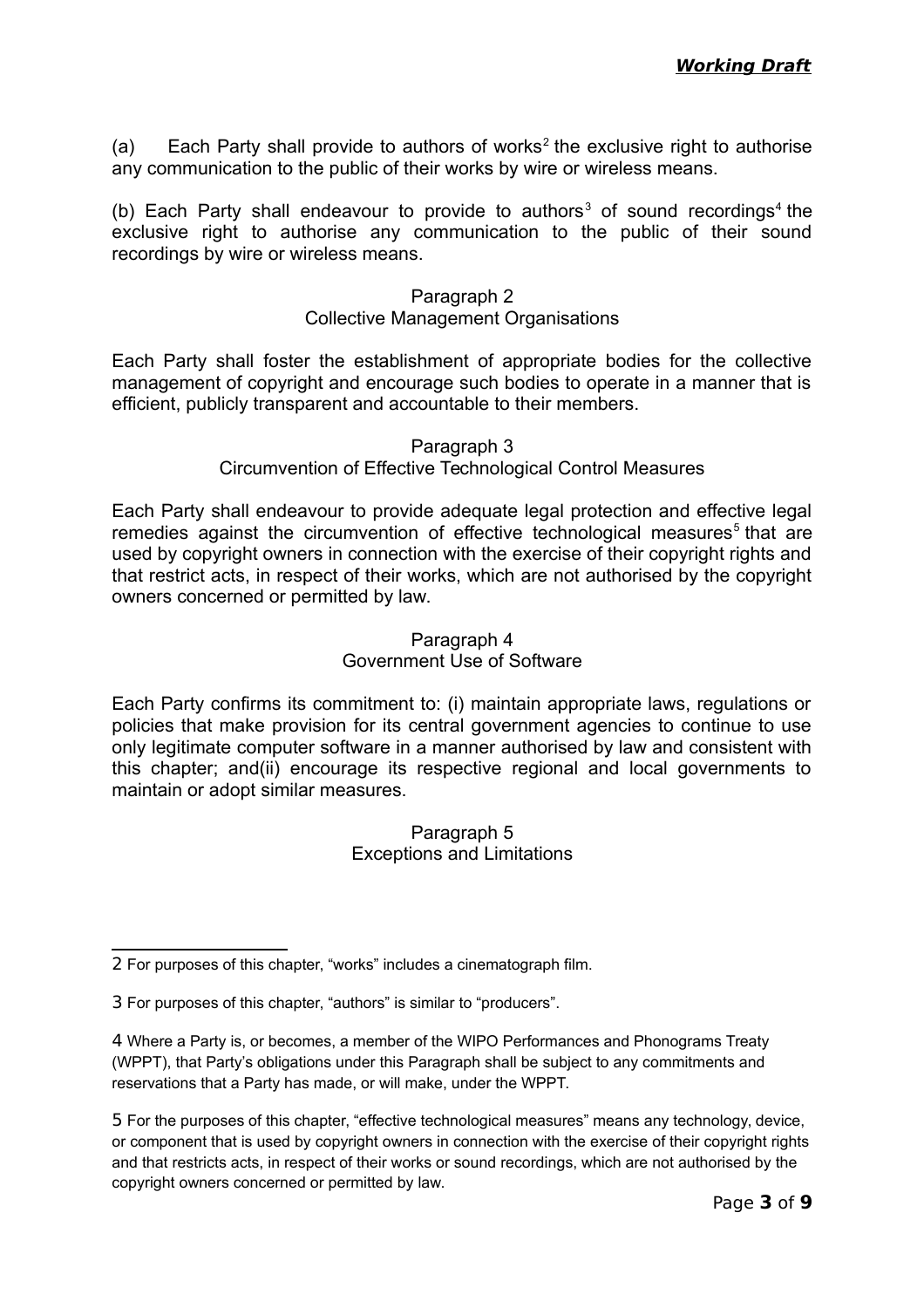(a) Each Party shall provide to authors of works[2] the exclusive right to authorise any communication to the public of their works by wire or wireless means.

(b) Each Party shall endeavour to provide to authors[3] of sound recordings[4] the exclusive right to authorise any communication to the public of their sound recordings by wire or wireless means.

Paragraph 2
Collective Management Organisations

Each Party shall foster the establishment of appropriate bodies for the collective management of copyright and encourage such bodies to operate in a manner that is efficient, publicly transparent and accountable to their members.

Paragraph 3
Circumvention of Effective Technological Control Measures

Each Party shall endeavour to provide adequate legal protection and effective legal remedies against the circumvention of effective technological measures[5] that are used by copyright owners in connection with the exercise of their copyright rights and that restrict acts, in respect of their works, which are not authorised by the copyright owners concerned or permitted by law.

Paragraph 4
Government Use of Software

Each Party confirms its commitment to: (i) maintain appropriate laws, regulations or policies that make provision for its central government agencies to continue to use only legitimate computer software in a manner authorised by law and consistent with this chapter; and(ii) encourage its respective regional and local governments to maintain or adopt similar measures.

Paragraph 5
Exceptions and Limitations

---

2 For purposes of this chapter, "works" includes a cinematograph film.

3 For purposes of this chapter, "authors" is similar to "producers".

4 Where a Party is, or becomes, a member of the WIPO Performances and Phonograms Treaty (WPPT), that Party's obligations under this Paragraph shall be subject to any commitments and reservations that a Party has made, or will make, under the WPPT.

5 For the purposes of this chapter, "effective technological measures" means any technology, device, or component that is used by copyright owners in connection with the exercise of their copyright rights and that restricts acts, in respect of their works or sound recordings, which are not authorised by the copyright owners concerned or permitted by law.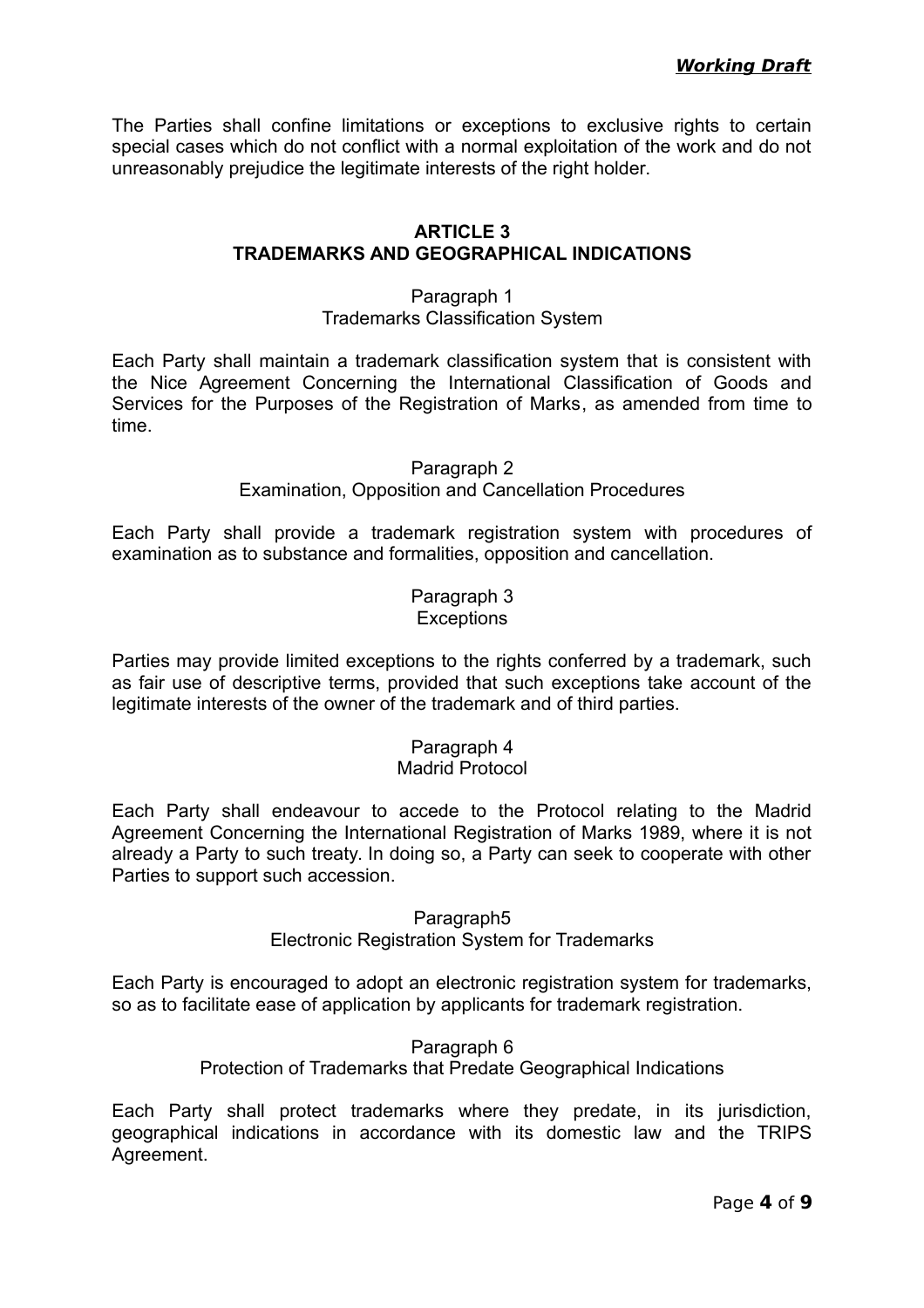The Parties shall confine limitations or exceptions to exclusive rights to certain special cases which do not conflict with a normal exploitation of the work and do not unreasonably prejudice the legitimate interests of the right holder.

## ARTICLE 3
## TRADEMARKS AND GEOGRAPHICAL INDICATIONS

### Paragraph 1
### Trademarks Classification System

Each Party shall maintain a trademark classification system that is consistent with the Nice Agreement Concerning the International Classification of Goods and Services for the Purposes of the Registration of Marks, as amended from time to time.

### Paragraph 2
### Examination, Opposition and Cancellation Procedures

Each Party shall provide a trademark registration system with procedures of examination as to substance and formalities, opposition and cancellation.

### Paragraph 3
### Exceptions

Parties may provide limited exceptions to the rights conferred by a trademark, such as fair use of descriptive terms, provided that such exceptions take account of the legitimate interests of the owner of the trademark and of third parties.

### Paragraph 4
### Madrid Protocol

Each Party shall endeavour to accede to the Protocol relating to the Madrid Agreement Concerning the International Registration of Marks 1989, where it is not already a Party to such treaty. In doing so, a Party can seek to cooperate with other Parties to support such accession.

### Paragraph5
### Electronic Registration System for Trademarks

Each Party is encouraged to adopt an electronic registration system for trademarks, so as to facilitate ease of application by applicants for trademark registration.

### Paragraph 6
### Protection of Trademarks that Predate Geographical Indications

Each Party shall protect trademarks where they predate, in its jurisdiction, geographical indications in accordance with its domestic law and the TRIPS Agreement.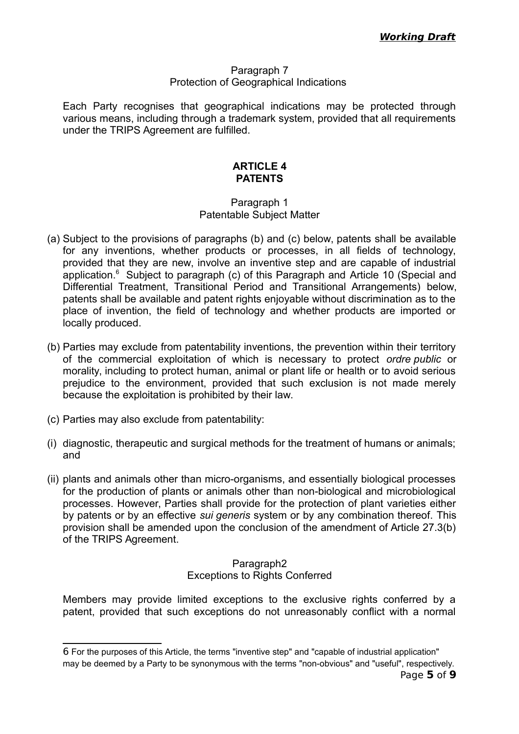Paragraph 7
Protection of Geographical Indications

Each Party recognises that geographical indications may be protected through various means, including through a trademark system, provided that all requirements under the TRIPS Agreement are fulfilled.

## ARTICLE 4
## PATENTS

Paragraph 1
Patentable Subject Matter

(a) Subject to the provisions of paragraphs (b) and (c) below, patents shall be available for any inventions, whether products or processes, in all fields of technology, provided that they are new, involve an inventive step and are capable of industrial application.[6] Subject to paragraph (c) of this Paragraph and Article 10 (Special and Differential Treatment, Transitional Period and Transitional Arrangements) below, patents shall be available and patent rights enjoyable without discrimination as to the place of invention, the field of technology and whether products are imported or locally produced.

(b) Parties may exclude from patentability inventions, the prevention within their territory of the commercial exploitation of which is necessary to protect *ordre public* or morality, including to protect human, animal or plant life or health or to avoid serious prejudice to the environment, provided that such exclusion is not made merely because the exploitation is prohibited by their law.

(c) Parties may also exclude from patentability:

(i) diagnostic, therapeutic and surgical methods for the treatment of humans or animals; and

(ii) plants and animals other than micro-organisms, and essentially biological processes for the production of plants or animals other than non-biological and microbiological processes. However, Parties shall provide for the protection of plant varieties either by patents or by an effective *sui generis* system or by any combination thereof. This provision shall be amended upon the conclusion of the amendment of Article 27.3(b) of the TRIPS Agreement.

Paragraph2
Exceptions to Rights Conferred

Members may provide limited exceptions to the exclusive rights conferred by a patent, provided that such exceptions do not unreasonably conflict with a normal

---

6 For the purposes of this Article, the terms "inventive step" and "capable of industrial application" may be deemed by a Party to be synonymous with the terms "non-obvious" and "useful", respectively.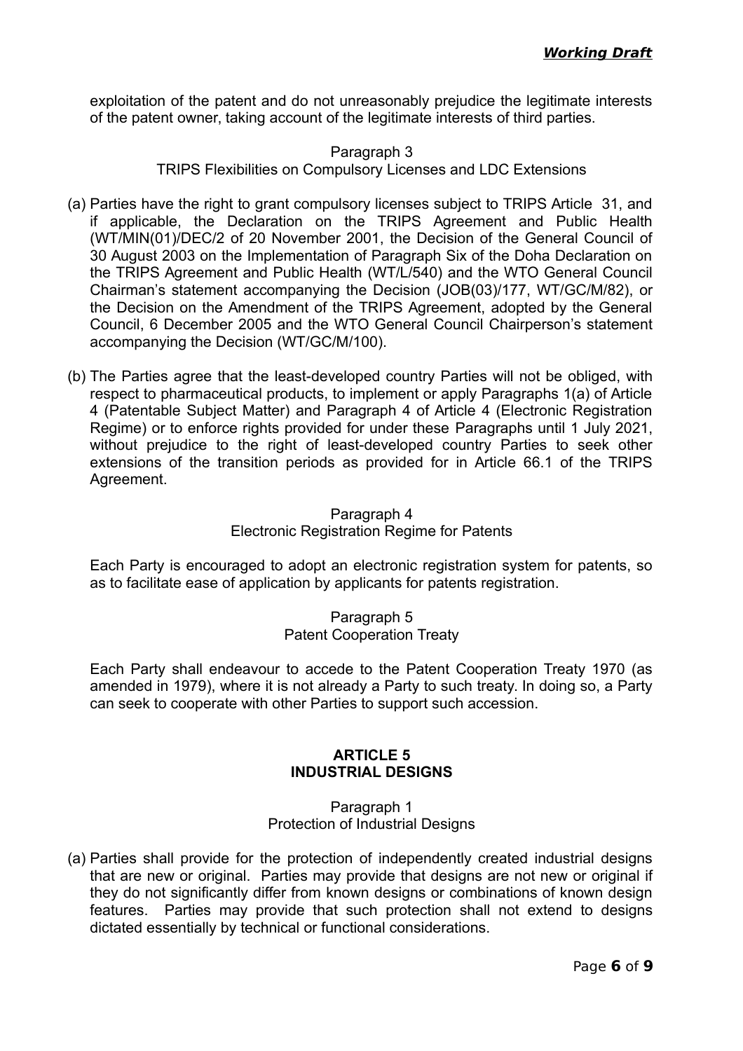exploitation of the patent and do not unreasonably prejudice the legitimate interests of the patent owner, taking account of the legitimate interests of third parties.

Paragraph 3
TRIPS Flexibilities on Compulsory Licenses and LDC Extensions

(a) Parties have the right to grant compulsory licenses subject to TRIPS Article 31, and if applicable, the Declaration on the TRIPS Agreement and Public Health (WT/MIN(01)/DEC/2 of 20 November 2001, the Decision of the General Council of 30 August 2003 on the Implementation of Paragraph Six of the Doha Declaration on the TRIPS Agreement and Public Health (WT/L/540) and the WTO General Council Chairman's statement accompanying the Decision (JOB(03)/177, WT/GC/M/82), or the Decision on the Amendment of the TRIPS Agreement, adopted by the General Council, 6 December 2005 and the WTO General Council Chairperson's statement accompanying the Decision (WT/GC/M/100).

(b) The Parties agree that the least-developed country Parties will not be obliged, with respect to pharmaceutical products, to implement or apply Paragraphs 1(a) of Article 4 (Patentable Subject Matter) and Paragraph 4 of Article 4 (Electronic Registration Regime) or to enforce rights provided for under these Paragraphs until 1 July 2021, without prejudice to the right of least-developed country Parties to seek other extensions of the transition periods as provided for in Article 66.1 of the TRIPS Agreement.

Paragraph 4
Electronic Registration Regime for Patents

Each Party is encouraged to adopt an electronic registration system for patents, so as to facilitate ease of application by applicants for patents registration.

Paragraph 5
Patent Cooperation Treaty

Each Party shall endeavour to accede to the Patent Cooperation Treaty 1970 (as amended in 1979), where it is not already a Party to such treaty. In doing so, a Party can seek to cooperate with other Parties to support such accession.

## ARTICLE 5
## INDUSTRIAL DESIGNS

Paragraph 1
Protection of Industrial Designs

(a) Parties shall provide for the protection of independently created industrial designs that are new or original. Parties may provide that designs are not new or original if they do not significantly differ from known designs or combinations of known design features. Parties may provide that such protection shall not extend to designs dictated essentially by technical or functional considerations.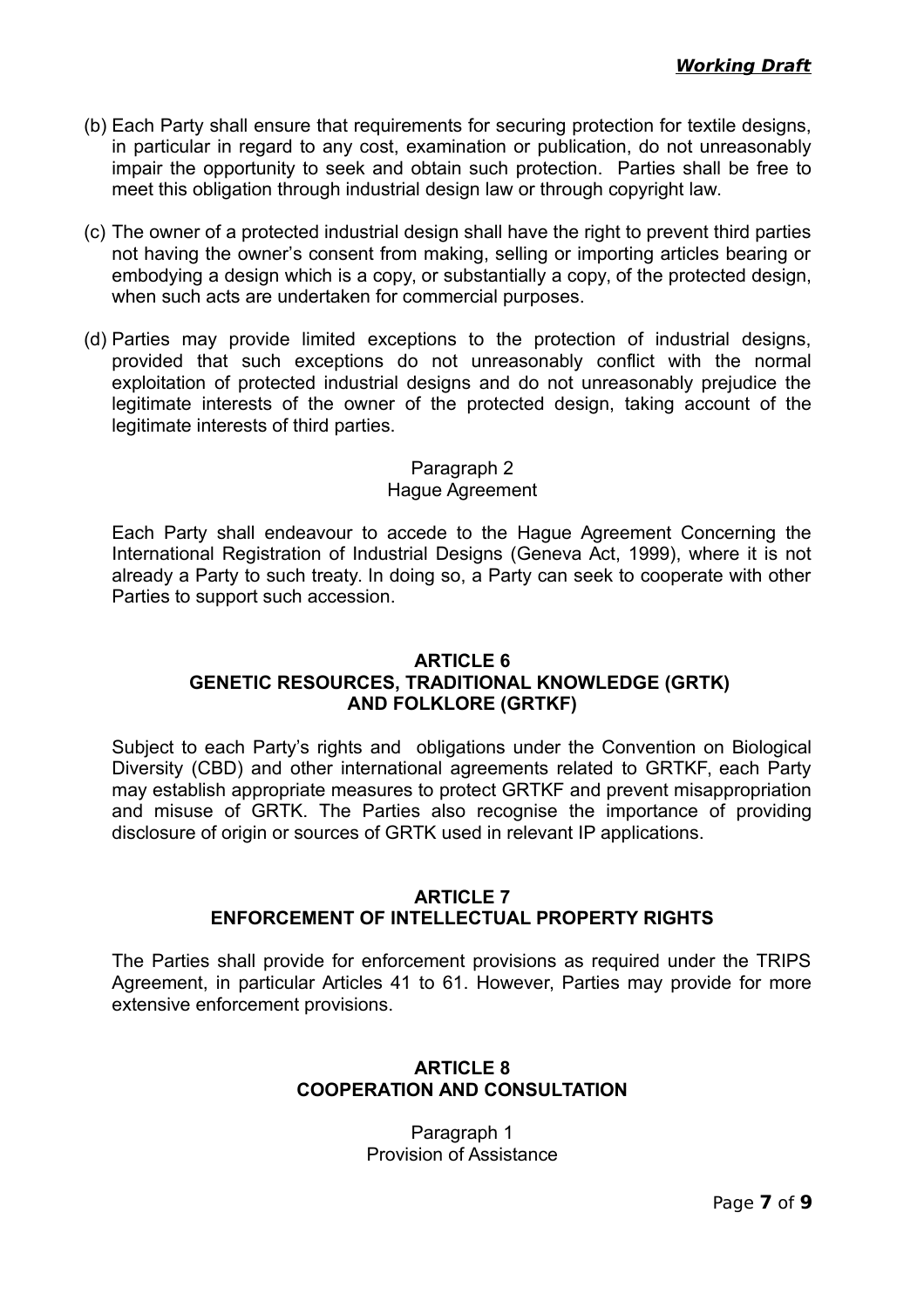(b) Each Party shall ensure that requirements for securing protection for textile designs, in particular in regard to any cost, examination or publication, do not unreasonably impair the opportunity to seek and obtain such protection. Parties shall be free to meet this obligation through industrial design law or through copyright law.

(c) The owner of a protected industrial design shall have the right to prevent third parties not having the owner's consent from making, selling or importing articles bearing or embodying a design which is a copy, or substantially a copy, of the protected design, when such acts are undertaken for commercial purposes.

(d) Parties may provide limited exceptions to the protection of industrial designs, provided that such exceptions do not unreasonably conflict with the normal exploitation of protected industrial designs and do not unreasonably prejudice the legitimate interests of the owner of the protected design, taking account of the legitimate interests of third parties.

Paragraph 2
Hague Agreement

Each Party shall endeavour to accede to the Hague Agreement Concerning the International Registration of Industrial Designs (Geneva Act, 1999), where it is not already a Party to such treaty. In doing so, a Party can seek to cooperate with other Parties to support such accession.

## ARTICLE 6
## GENETIC RESOURCES, TRADITIONAL KNOWLEDGE (GRTK) AND FOLKLORE (GRTKF)

Subject to each Party's rights and obligations under the Convention on Biological Diversity (CBD) and other international agreements related to GRTKF, each Party may establish appropriate measures to protect GRTKF and prevent misappropriation and misuse of GRTK. The Parties also recognise the importance of providing disclosure of origin or sources of GRTK used in relevant IP applications.

## ARTICLE 7
## ENFORCEMENT OF INTELLECTUAL PROPERTY RIGHTS

The Parties shall provide for enforcement provisions as required under the TRIPS Agreement, in particular Articles 41 to 61. However, Parties may provide for more extensive enforcement provisions.

## ARTICLE 8
## COOPERATION AND CONSULTATION

Paragraph 1
Provision of Assistance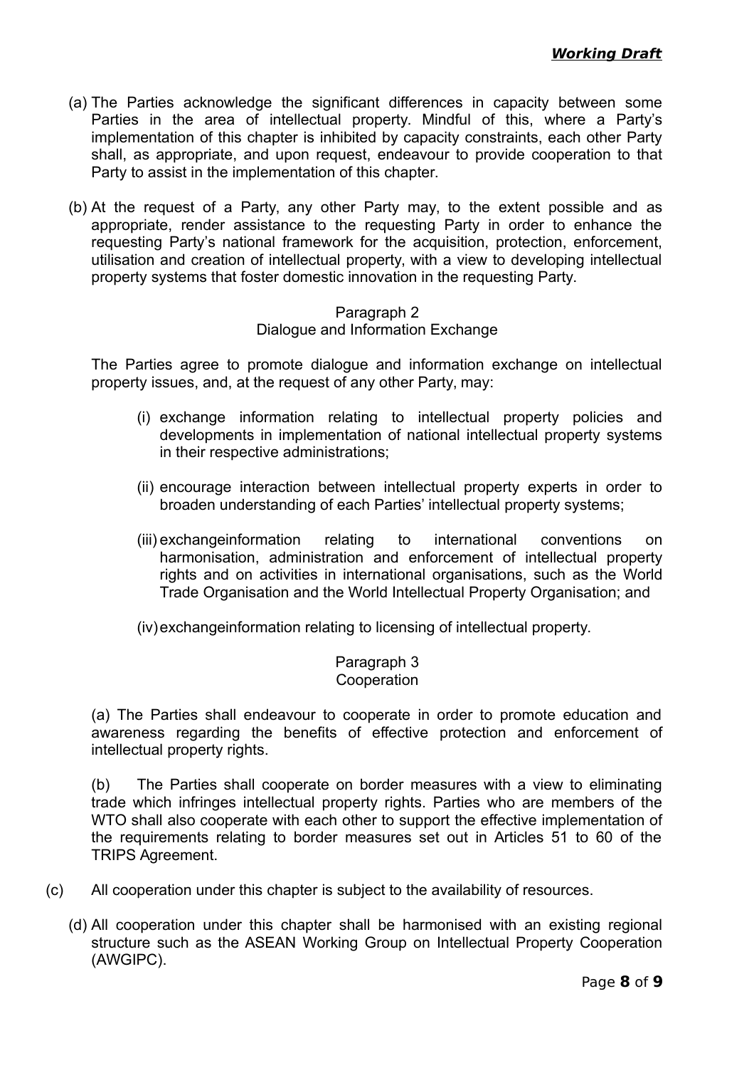*Working Draft*

(a) The Parties acknowledge the significant differences in capacity between some Parties in the area of intellectual property. Mindful of this, where a Party's implementation of this chapter is inhibited by capacity constraints, each other Party shall, as appropriate, and upon request, endeavour to provide cooperation to that Party to assist in the implementation of this chapter.

(b) At the request of a Party, any other Party may, to the extent possible and as appropriate, render assistance to the requesting Party in order to enhance the requesting Party's national framework for the acquisition, protection, enforcement, utilisation and creation of intellectual property, with a view to developing intellectual property systems that foster domestic innovation in the requesting Party.

Paragraph 2
Dialogue and Information Exchange

The Parties agree to promote dialogue and information exchange on intellectual property issues, and, at the request of any other Party, may:

(i) exchange information relating to intellectual property policies and developments in implementation of national intellectual property systems in their respective administrations;

(ii) encourage interaction between intellectual property experts in order to broaden understanding of each Parties' intellectual property systems;

(iii) exchangeinformation relating to international conventions on harmonisation, administration and enforcement of intellectual property rights and on activities in international organisations, such as the World Trade Organisation and the World Intellectual Property Organisation; and

(iv) exchangeinformation relating to licensing of intellectual property.

Paragraph 3
Cooperation

(a) The Parties shall endeavour to cooperate in order to promote education and awareness regarding the benefits of effective protection and enforcement of intellectual property rights.

(b) The Parties shall cooperate on border measures with a view to eliminating trade which infringes intellectual property rights. Parties who are members of the WTO shall also cooperate with each other to support the effective implementation of the requirements relating to border measures set out in Articles 51 to 60 of the TRIPS Agreement.

(c) All cooperation under this chapter is subject to the availability of resources.

(d) All cooperation under this chapter shall be harmonised with an existing regional structure such as the ASEAN Working Group on Intellectual Property Cooperation (AWGIPC).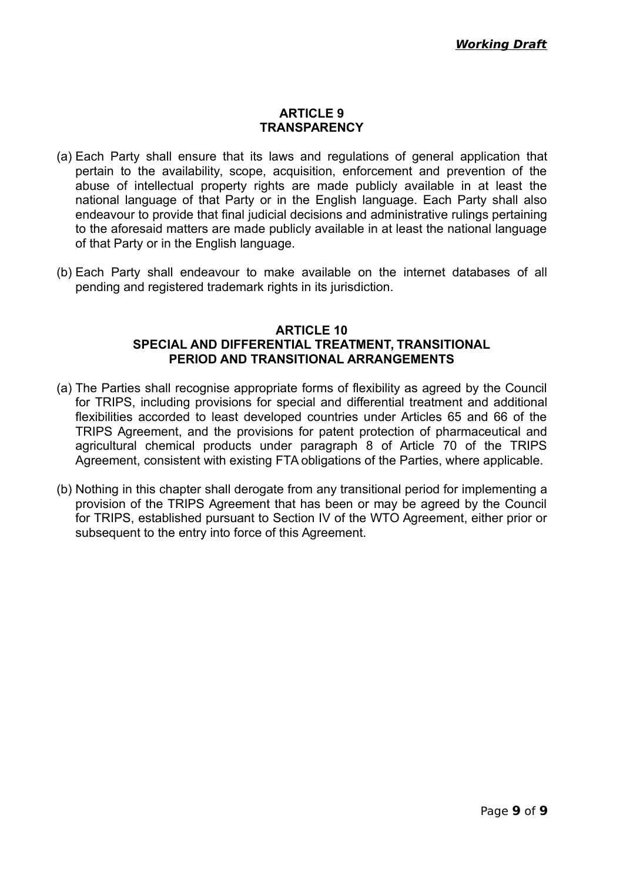## ARTICLE 9
## TRANSPARENCY

(a) Each Party shall ensure that its laws and regulations of general application that pertain to the availability, scope, acquisition, enforcement and prevention of the abuse of intellectual property rights are made publicly available in at least the national language of that Party or in the English language. Each Party shall also endeavour to provide that final judicial decisions and administrative rulings pertaining to the aforesaid matters are made publicly available in at least the national language of that Party or in the English language.

(b) Each Party shall endeavour to make available on the internet databases of all pending and registered trademark rights in its jurisdiction.

## ARTICLE 10
## SPECIAL AND DIFFERENTIAL TREATMENT, TRANSITIONAL PERIOD AND TRANSITIONAL ARRANGEMENTS

(a) The Parties shall recognise appropriate forms of flexibility as agreed by the Council for TRIPS, including provisions for special and differential treatment and additional flexibilities accorded to least developed countries under Articles 65 and 66 of the TRIPS Agreement, and the provisions for patent protection of pharmaceutical and agricultural chemical products under paragraph 8 of Article 70 of the TRIPS Agreement, consistent with existing FTA obligations of the Parties, where applicable.

(b) Nothing in this chapter shall derogate from any transitional period for implementing a provision of the TRIPS Agreement that has been or may be agreed by the Council for TRIPS, established pursuant to Section IV of the WTO Agreement, either prior or subsequent to the entry into force of this Agreement.